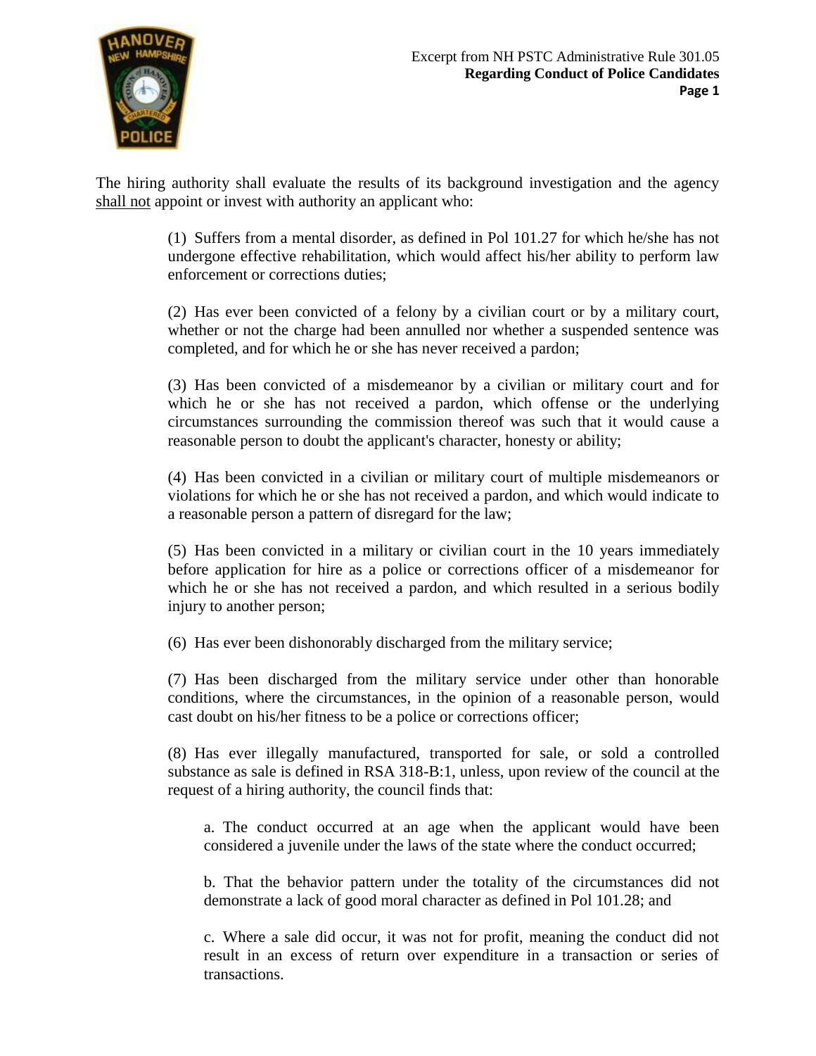Excerpt from NH PSTC Administrative Rule 301.05
**Regarding Conduct of Police Candidates**

The hiring authority shall evaluate the results of its background investigation and the agency shall not appoint or invest with authority an applicant who:

(1) Suffers from a mental disorder, as defined in Pol 101.27 for which he/she has not undergone effective rehabilitation, which would affect his/her ability to perform law enforcement or corrections duties;

(2) Has ever been convicted of a felony by a civilian court or by a military court, whether or not the charge had been annulled nor whether a suspended sentence was completed, and for which he or she has never received a pardon;

(3) Has been convicted of a misdemeanor by a civilian or military court and for which he or she has not received a pardon, which offense or the underlying circumstances surrounding the commission thereof was such that it would cause a reasonable person to doubt the applicant's character, honesty or ability;

(4) Has been convicted in a civilian or military court of multiple misdemeanors or violations for which he or she has not received a pardon, and which would indicate to a reasonable person a pattern of disregard for the law;

(5) Has been convicted in a military or civilian court in the 10 years immediately before application for hire as a police or corrections officer of a misdemeanor for which he or she has not received a pardon, and which resulted in a serious bodily injury to another person;

(6) Has ever been dishonorably discharged from the military service;

(7) Has been discharged from the military service under other than honorable conditions, where the circumstances, in the opinion of a reasonable person, would cast doubt on his/her fitness to be a police or corrections officer;

(8) Has ever illegally manufactured, transported for sale, or sold a controlled substance as sale is defined in RSA 318-B:1, unless, upon review of the council at the request of a hiring authority, the council finds that:

a. The conduct occurred at an age when the applicant would have been considered a juvenile under the laws of the state where the conduct occurred;

b. That the behavior pattern under the totality of the circumstances did not demonstrate a lack of good moral character as defined in Pol 101.28; and

c. Where a sale did occur, it was not for profit, meaning the conduct did not result in an excess of return over expenditure in a transaction or series of transactions.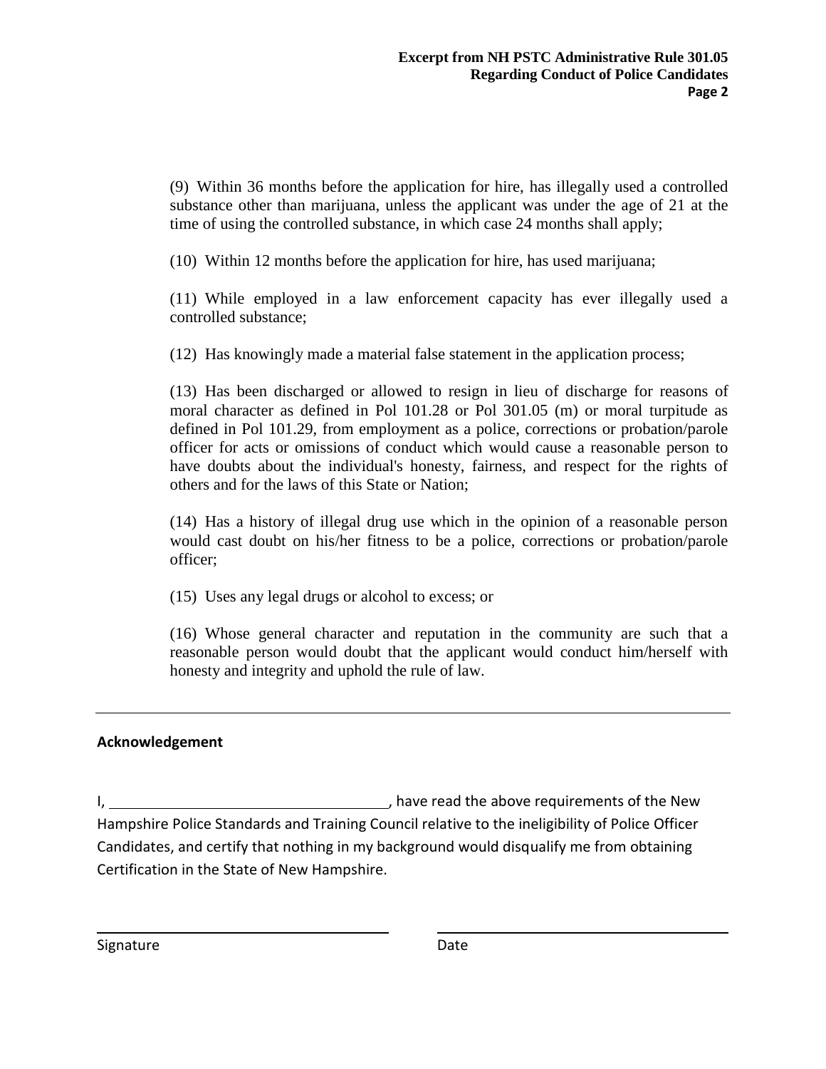(9) Within 36 months before the application for hire, has illegally used a controlled substance other than marijuana, unless the applicant was under the age of 21 at the time of using the controlled substance, in which case 24 months shall apply;

(10) Within 12 months before the application for hire, has used marijuana;

(11) While employed in a law enforcement capacity has ever illegally used a controlled substance;

(12) Has knowingly made a material false statement in the application process;

(13) Has been discharged or allowed to resign in lieu of discharge for reasons of moral character as defined in Pol 101.28 or Pol 301.05 (m) or moral turpitude as defined in Pol 101.29, from employment as a police, corrections or probation/parole officer for acts or omissions of conduct which would cause a reasonable person to have doubts about the individual's honesty, fairness, and respect for the rights of others and for the laws of this State or Nation;

(14) Has a history of illegal drug use which in the opinion of a reasonable person would cast doubt on his/her fitness to be a police, corrections or probation/parole officer;

(15) Uses any legal drugs or alcohol to excess; or

(16) Whose general character and reputation in the community are such that a reasonable person would doubt that the applicant would conduct him/herself with honesty and integrity and uphold the rule of law.

---

**Acknowledgement**

I, ________________________________, have read the above requirements of the New Hampshire Police Standards and Training Council relative to the ineligibility of Police Officer Candidates, and certify that nothing in my background would disqualify me from obtaining Certification in the State of New Hampshire.

________________________________ ________________________________

Signature Date